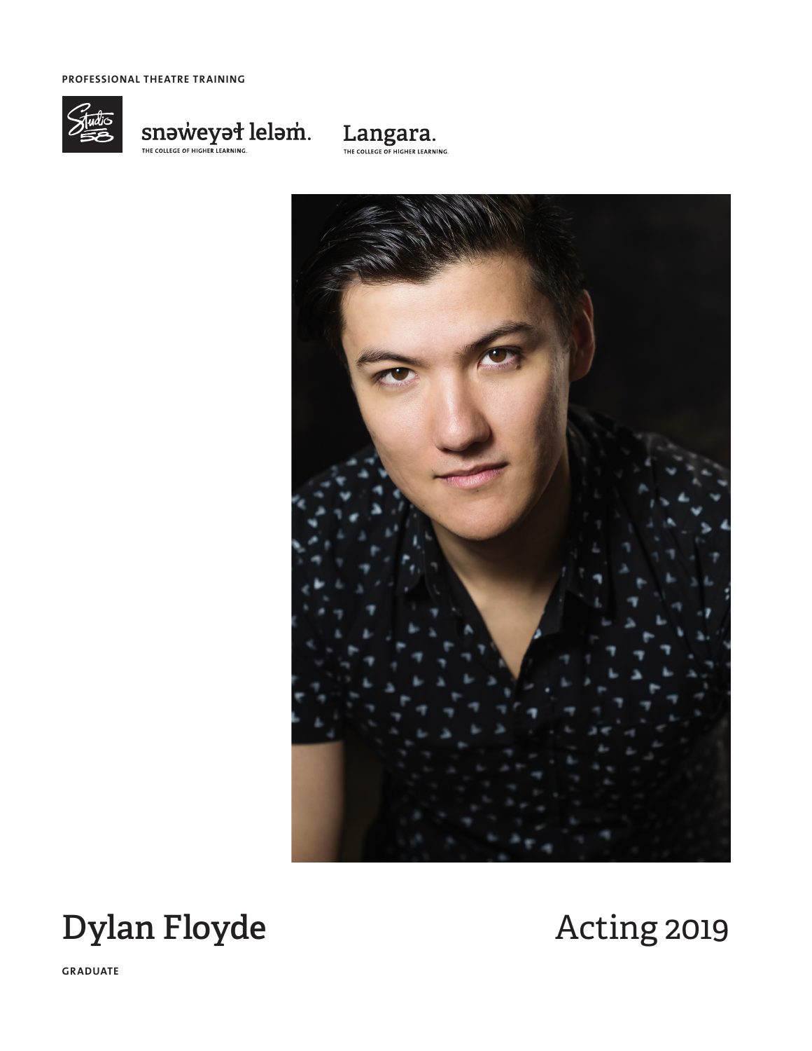PROFESSIONAL THEATRE TRAINING

snəw̓eyəɬ leləm̓.
THE COLLEGE OF HIGHER LEARNING.

Langara.
THE COLLEGE OF HIGHER LEARNING.

# Dylan Floyde

# Acting 2019

**GRADUATE**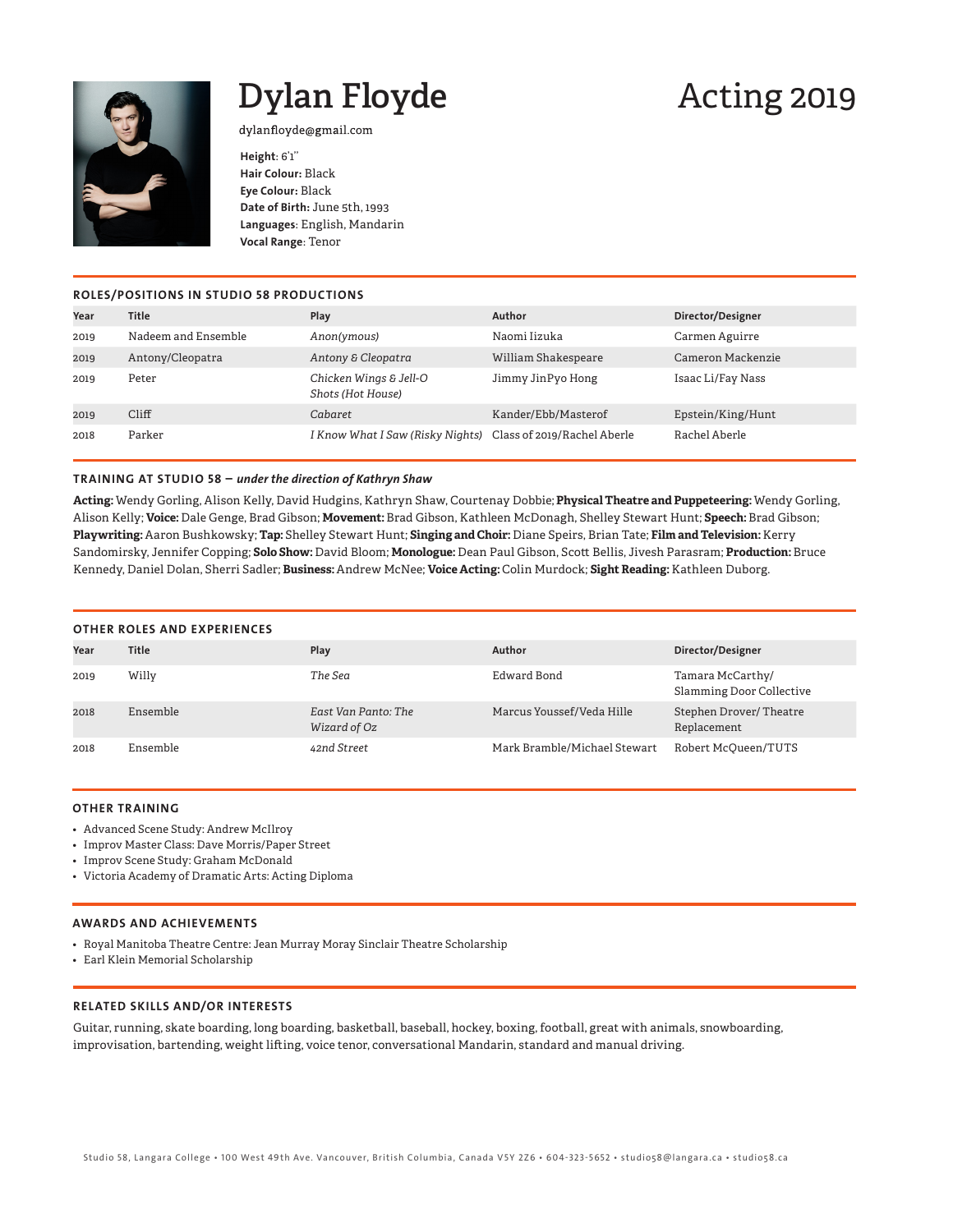# Dylan Floyde

# Acting 2019

dylanfloyde@gmail.com

**Height**: 6'1"
**Hair Colour:** Black
**Eye Colour:** Black
**Date of Birth:** June 5th, 1993
**Languages**: English, Mandarin
**Vocal Range**: Tenor

## ROLES/POSITIONS IN STUDIO 58 PRODUCTIONS

| Year | Title | Play | Author | Director/Designer |
|---|---|---|---|---|
| 2019 | Nadeem and Ensemble | *Anon(ymous)* | Naomi Iizuka | Carmen Aguirre |
| 2019 | Antony/Cleopatra | *Antony & Cleopatra* | William Shakespeare | Cameron Mackenzie |
| 2019 | Peter | *Chicken Wings & Jell-O Shots (Hot House)* | Jimmy JinPyo Hong | Isaac Li/Fay Nass |
| 2019 | Cliff | *Cabaret* | Kander/Ebb/Masterof | Epstein/King/Hunt |
| 2018 | Parker | *I Know What I Saw (Risky Nights)* | Class of 2019/Rachel Aberle | Rachel Aberle |

## TRAINING AT STUDIO 58 – *under the direction of Kathryn Shaw*

**Acting:** Wendy Gorling, Alison Kelly, David Hudgins, Kathryn Shaw, Courtenay Dobbie; **Physical Theatre and Puppeteering:** Wendy Gorling, Alison Kelly; **Voice:** Dale Genge, Brad Gibson; **Movement:** Brad Gibson, Kathleen McDonagh, Shelley Stewart Hunt; **Speech:** Brad Gibson; **Playwriting:** Aaron Bushkowsky; **Tap:** Shelley Stewart Hunt; **Singing and Choir:** Diane Speirs, Brian Tate; **Film and Television:** Kerry Sandomirsky, Jennifer Copping; **Solo Show:** David Bloom; **Monologue:** Dean Paul Gibson, Scott Bellis, Jivesh Parasram; **Production:** Bruce Kennedy, Daniel Dolan, Sherri Sadler; **Business:** Andrew McNee; **Voice Acting:** Colin Murdock; **Sight Reading:** Kathleen Duborg.

## OTHER ROLES AND EXPERIENCES

| Year | Title | Play | Author | Director/Designer |
|---|---|---|---|---|
| 2019 | Willy | *The Sea* | Edward Bond | Tamara McCarthy/ Slamming Door Collective |
| 2018 | Ensemble | *East Van Panto: The Wizard of Oz* | Marcus Youssef/Veda Hille | Stephen Drover/ Theatre Replacement |
| 2018 | Ensemble | *42nd Street* | Mark Bramble/Michael Stewart | Robert McQueen/TUTS |

## OTHER TRAINING

- Advanced Scene Study: Andrew McIlroy
- Improv Master Class: Dave Morris/Paper Street
- Improv Scene Study: Graham McDonald
- Victoria Academy of Dramatic Arts: Acting Diploma

## AWARDS AND ACHIEVEMENTS

- Royal Manitoba Theatre Centre: Jean Murray Moray Sinclair Theatre Scholarship
- Earl Klein Memorial Scholarship

## RELATED SKILLS AND/OR INTERESTS

Guitar, running, skate boarding, long boarding, basketball, baseball, hockey, boxing, football, great with animals, snowboarding, improvisation, bartending, weight lifting, voice tenor, conversational Mandarin, standard and manual driving.